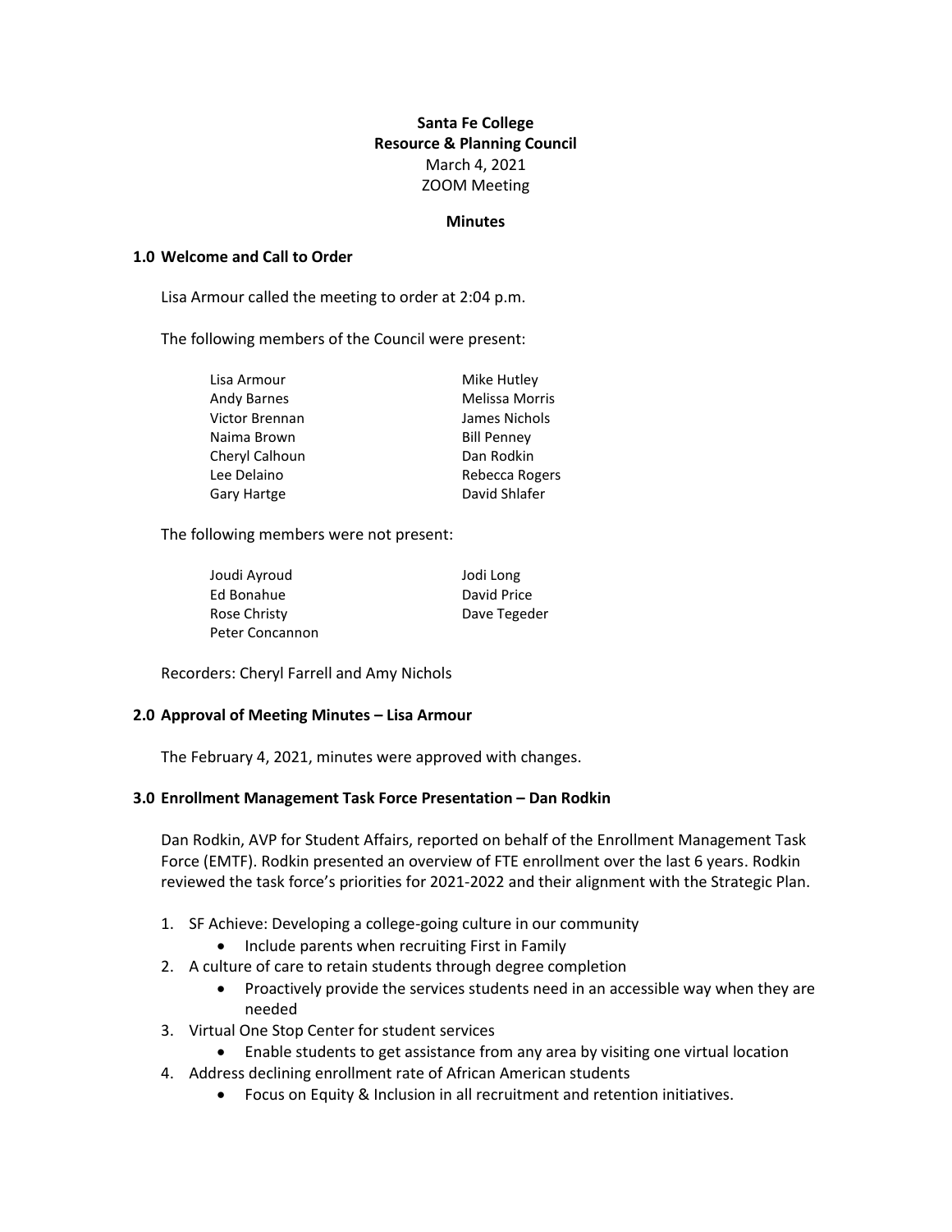**Santa Fe College**
**Resource & Planning Council**
March 4, 2021
ZOOM Meeting

**Minutes**

## 1.0 Welcome and Call to Order

Lisa Armour called the meeting to order at 2:04 p.m.

The following members of the Council were present:

| | |
|---|---|
| Lisa Armour | Mike Hutley |
| Andy Barnes | Melissa Morris |
| Victor Brennan | James Nichols |
| Naima Brown | Bill Penney |
| Cheryl Calhoun | Dan Rodkin |
| Lee Delaino | Rebecca Rogers |
| Gary Hartge | David Shlafer |

The following members were not present:

| | |
|---|---|
| Joudi Ayroud | Jodi Long |
| Ed Bonahue | David Price |
| Rose Christy | Dave Tegeder |
| Peter Concannon | |

Recorders: Cheryl Farrell and Amy Nichols

## 2.0 Approval of Meeting Minutes – Lisa Armour

The February 4, 2021, minutes were approved with changes.

## 3.0 Enrollment Management Task Force Presentation – Dan Rodkin

Dan Rodkin, AVP for Student Affairs, reported on behalf of the Enrollment Management Task Force (EMTF). Rodkin presented an overview of FTE enrollment over the last 6 years. Rodkin reviewed the task force's priorities for 2021-2022 and their alignment with the Strategic Plan.

1. SF Achieve: Developing a college-going culture in our community
   - Include parents when recruiting First in Family
2. A culture of care to retain students through degree completion
   - Proactively provide the services students need in an accessible way when they are needed
3. Virtual One Stop Center for student services
   - Enable students to get assistance from any area by visiting one virtual location
4. Address declining enrollment rate of African American students
   - Focus on Equity & Inclusion in all recruitment and retention initiatives.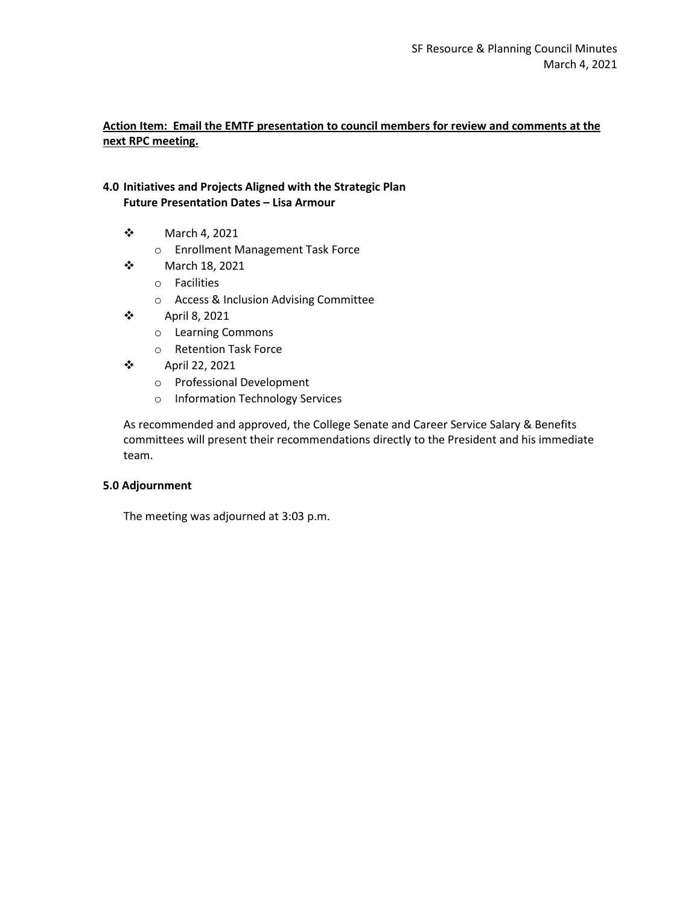**Action Item: Email the EMTF presentation to council members for review and comments at the next RPC meeting.**

### 4.0 Initiatives and Projects Aligned with the Strategic Plan
**Future Presentation Dates – Lisa Armour**

- March 4, 2021
  - Enrollment Management Task Force
- March 18, 2021
  - Facilities
  - Access & Inclusion Advising Committee
- April 8, 2021
  - Learning Commons
  - Retention Task Force
- April 22, 2021
  - Professional Development
  - Information Technology Services

As recommended and approved, the College Senate and Career Service Salary & Benefits committees will present their recommendations directly to the President and his immediate team.

### 5.0 Adjournment

The meeting was adjourned at 3:03 p.m.